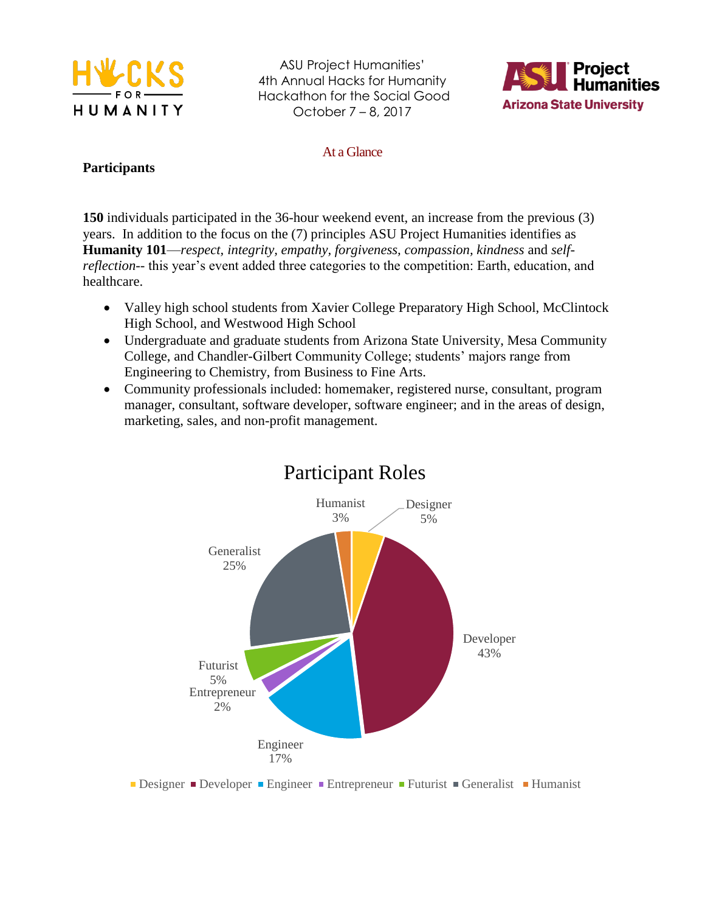ASU Project Humanities'
4th Annual Hacks for Humanity
Hackathon for the Social Good
October 7 – 8, 2017

At a Glance

**Participants**

**150** individuals participated in the 36-hour weekend event, an increase from the previous (3) years. In addition to the focus on the (7) principles ASU Project Humanities identifies as **Humanity 101**—*respect*, *integrity*, *empathy*, *forgiveness*, *compassion*, *kindness* and *self-reflection*-- this year's event added three categories to the competition: Earth, education, and healthcare.

- Valley high school students from Xavier College Preparatory High School, McClintock High School, and Westwood High School
- Undergraduate and graduate students from Arizona State University, Mesa Community College, and Chandler-Gilbert Community College; students' majors range from Engineering to Chemistry, from Business to Fine Arts.
- Community professionals included: homemaker, registered nurse, consultant, program manager, consultant, software developer, software engineer; and in the areas of design, marketing, sales, and non-profit management.

**Participant Roles**

| Role | Percentage |
| --- | --- |
| Designer | 5% |
| Developer | 43% |
| Engineer | 17% |
| Entrepreneur | 2% |
| Futurist | 5% |
| Generalist | 25% |
| Humanist | 3% |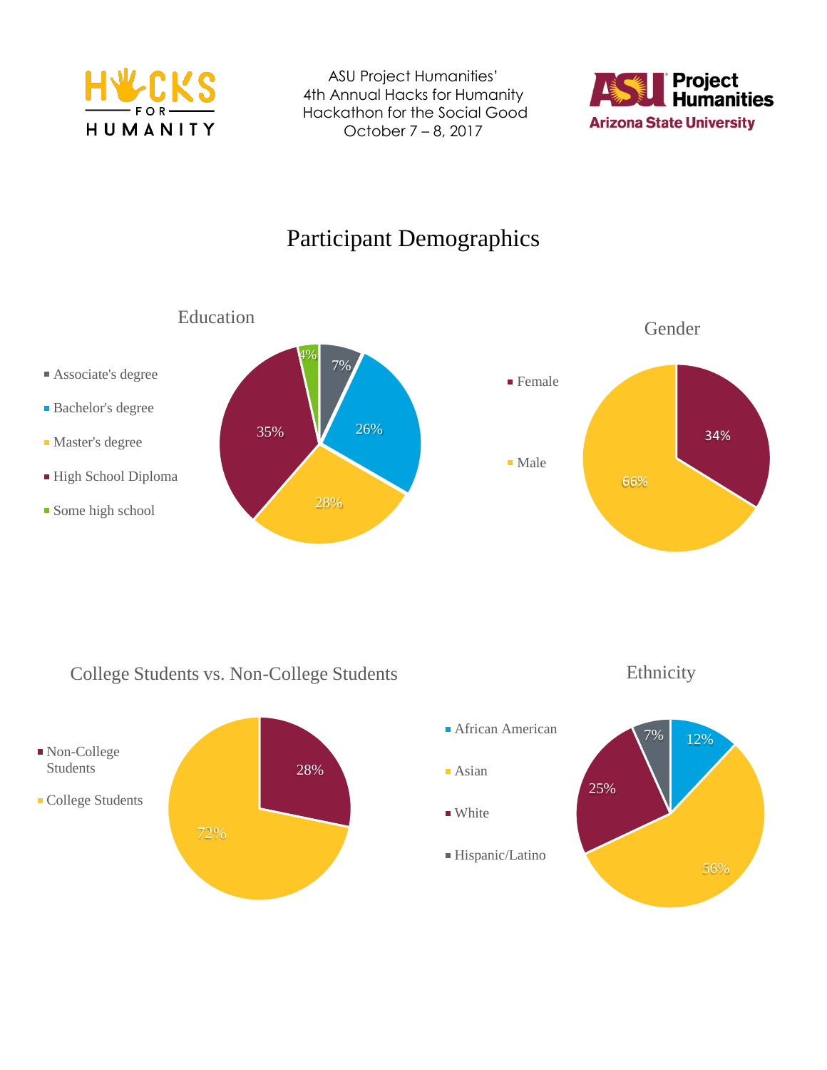ASU Project Humanities'
4th Annual Hacks for Humanity
Hackathon for the Social Good
October 7 – 8, 2017

# Participant Demographics

## Education

| Category | Percentage |
| --- | --- |
| Associate's degree | 7% |
| Bachelor's degree | 26% |
| Master's degree | 28% |
| High School Diploma | 35% |
| Some high school | 4% |

## Gender

| Category | Percentage |
| --- | --- |
| Female | 34% |
| Male | 66% |

## College Students vs. Non-College Students

| Category | Percentage |
| --- | --- |
| Non-College Students | 28% |
| College Students | 72% |

## Ethnicity

| Category | Percentage |
| --- | --- |
| African American | 12% |
| Asian | 56% |
| White | 25% |
| Hispanic/Latino | 7% |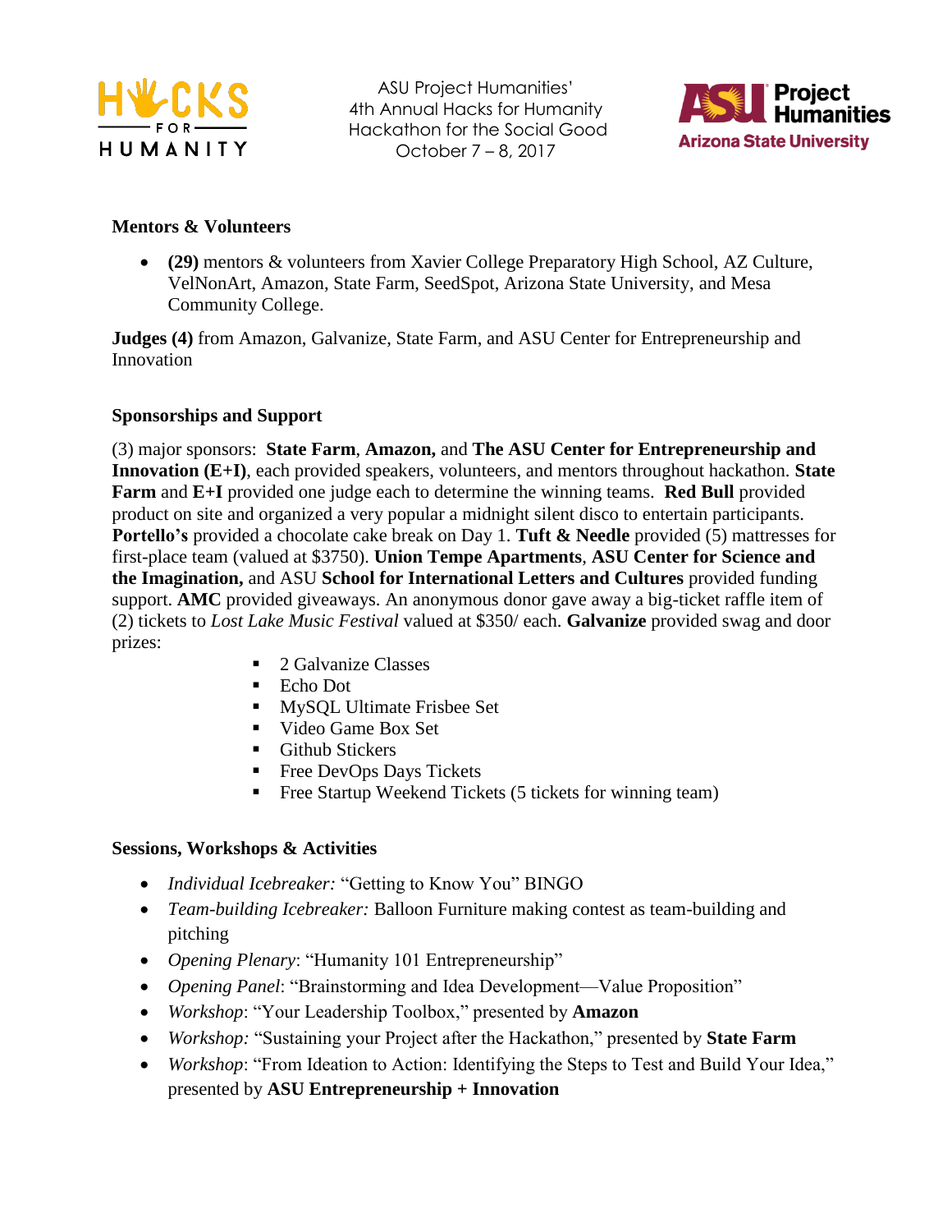### Mentors & Volunteers

- **(29)** mentors & volunteers from Xavier College Preparatory High School, AZ Culture, VelNonArt, Amazon, State Farm, SeedSpot, Arizona State University, and Mesa Community College.

**Judges (4)** from Amazon, Galvanize, State Farm, and ASU Center for Entrepreneurship and Innovation

### Sponsorships and Support

(3) major sponsors: **State Farm**, **Amazon,** and **The ASU Center for Entrepreneurship and Innovation (E+I)**, each provided speakers, volunteers, and mentors throughout hackathon. **State Farm** and **E+I** provided one judge each to determine the winning teams. **Red Bull** provided product on site and organized a very popular a midnight silent disco to entertain participants. **Portello's** provided a chocolate cake break on Day 1. **Tuft & Needle** provided (5) mattresses for first-place team (valued at $3750). **Union Tempe Apartments**, **ASU Center for Science and the Imagination,** and ASU **School for International Letters and Cultures** provided funding support. **AMC** provided giveaways. An anonymous donor gave away a big-ticket raffle item of (2) tickets to *Lost Lake Music Festival* valued at $350/ each. **Galvanize** provided swag and door prizes:

- 2 Galvanize Classes
- Echo Dot
- MySQL Ultimate Frisbee Set
- Video Game Box Set
- Github Stickers
- Free DevOps Days Tickets
- Free Startup Weekend Tickets (5 tickets for winning team)

### Sessions, Workshops & Activities

- *Individual Icebreaker:* "Getting to Know You" BINGO
- *Team-building Icebreaker:* Balloon Furniture making contest as team-building and pitching
- *Opening Plenary*: "Humanity 101 Entrepreneurship"
- *Opening Panel*: "Brainstorming and Idea Development—Value Proposition"
- *Workshop*: "Your Leadership Toolbox," presented by **Amazon**
- *Workshop:* "Sustaining your Project after the Hackathon," presented by **State Farm**
- *Workshop*: "From Ideation to Action: Identifying the Steps to Test and Build Your Idea," presented by **ASU Entrepreneurship + Innovation**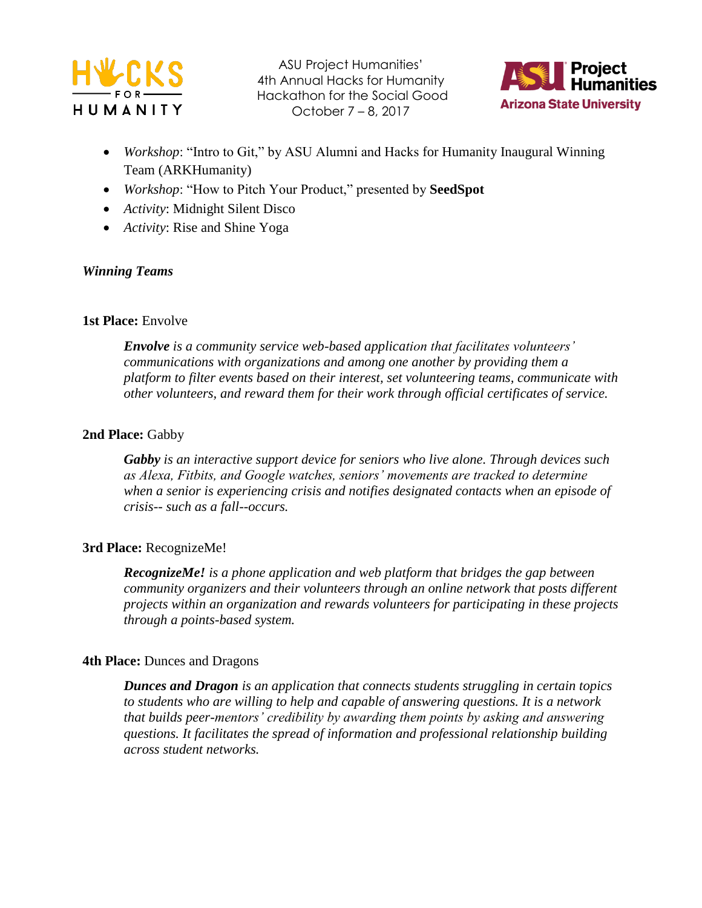- *Workshop*: "Intro to Git," by ASU Alumni and Hacks for Humanity Inaugural Winning Team (ARKHumanity)
- *Workshop*: "How to Pitch Your Product," presented by **SeedSpot**
- *Activity*: Midnight Silent Disco
- *Activity*: Rise and Shine Yoga

***Winning Teams***

**1st Place:** Envolve

> ***Envolve*** *is a community service web-based application that facilitates volunteers' communications with organizations and among one another by providing them a platform to filter events based on their interest, set volunteering teams, communicate with other volunteers, and reward them for their work through official certificates of service.*

**2nd Place:** Gabby

> ***Gabby*** *is an interactive support device for seniors who live alone. Through devices such as Alexa, Fitbits, and Google watches, seniors' movements are tracked to determine when a senior is experiencing crisis and notifies designated contacts when an episode of crisis-- such as a fall--occurs.*

**3rd Place:** RecognizeMe!

> ***RecognizeMe!*** *is a phone application and web platform that bridges the gap between community organizers and their volunteers through an online network that posts different projects within an organization and rewards volunteers for participating in these projects through a points-based system.*

**4th Place:** Dunces and Dragons

> ***Dunces and Dragon*** *is an application that connects students struggling in certain topics to students who are willing to help and capable of answering questions. It is a network that builds peer-mentors' credibility by awarding them points by asking and answering questions. It facilitates the spread of information and professional relationship building across student networks.*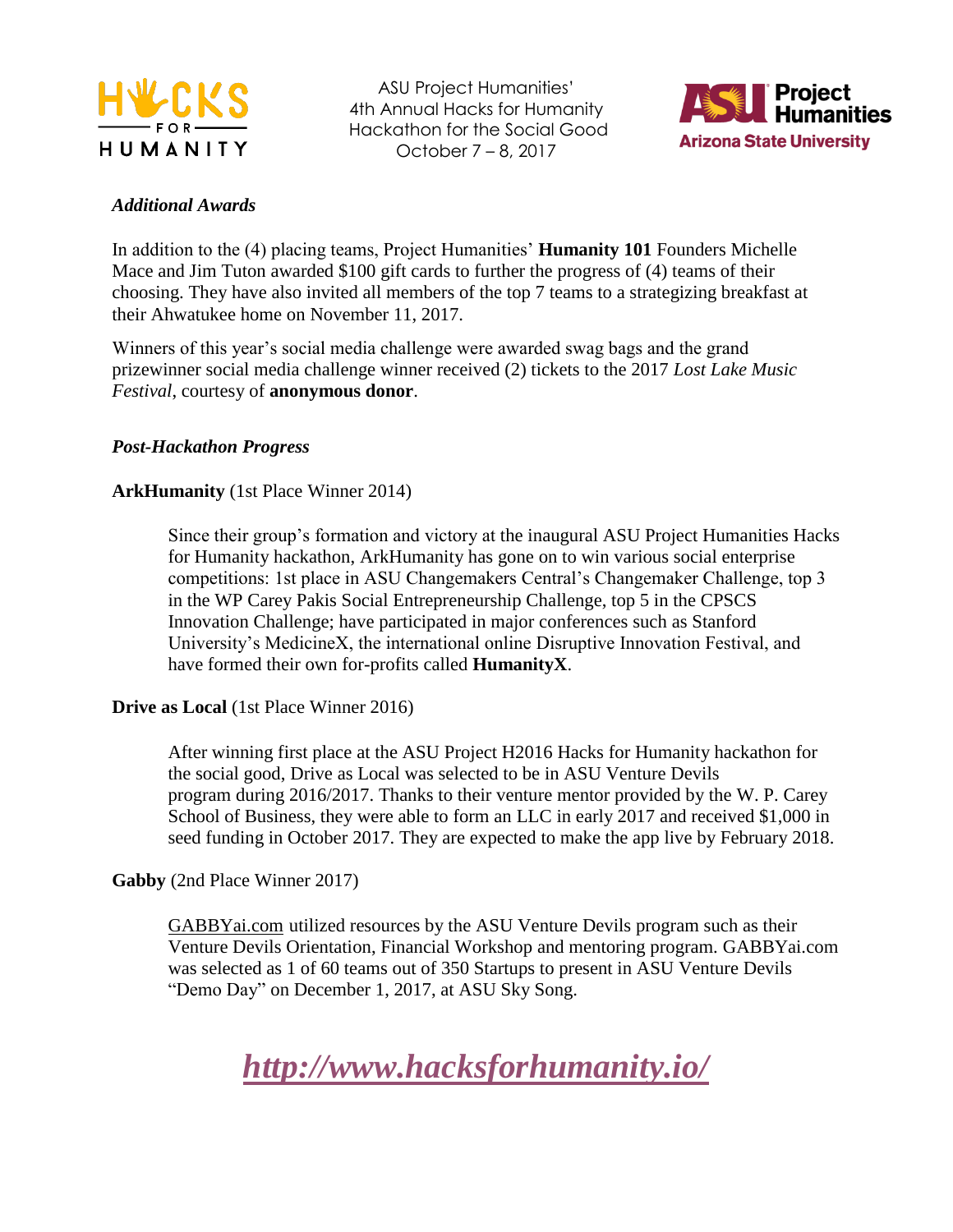### *Additional Awards*

In addition to the (4) placing teams, Project Humanities' **Humanity 101** Founders Michelle Mace and Jim Tuton awarded $100 gift cards to further the progress of (4) teams of their choosing. They have also invited all members of the top 7 teams to a strategizing breakfast at their Ahwatukee home on November 11, 2017.

Winners of this year's social media challenge were awarded swag bags and the grand prizewinner social media challenge winner received (2) tickets to the 2017 *Lost Lake Music Festival*, courtesy of **anonymous donor**.

### *Post-Hackathon Progress*

**ArkHumanity** (1st Place Winner 2014)

> Since their group's formation and victory at the inaugural ASU Project Humanities Hacks for Humanity hackathon, ArkHumanity has gone on to win various social enterprise competitions: 1st place in ASU Changemakers Central's Changemaker Challenge, top 3 in the WP Carey Pakis Social Entrepreneurship Challenge, top 5 in the CPSCS Innovation Challenge; have participated in major conferences such as Stanford University's MedicineX, the international online Disruptive Innovation Festival, and have formed their own for-profits called **HumanityX**.

**Drive as Local** (1st Place Winner 2016)

> After winning first place at the ASU Project H2016 Hacks for Humanity hackathon for the social good, Drive as Local was selected to be in ASU Venture Devils program during 2016/2017. Thanks to their venture mentor provided by the W. P. Carey School of Business, they were able to form an LLC in early 2017 and received $1,000 in seed funding in October 2017. They are expected to make the app live by February 2018.

**Gabby** (2nd Place Winner 2017)

> GABBYai.com utilized resources by the ASU Venture Devils program such as their Venture Devils Orientation, Financial Workshop and mentoring program. GABBYai.com was selected as 1 of 60 teams out of 350 Startups to present in ASU Venture Devils "Demo Day" on December 1, 2017, at ASU Sky Song.

***http://www.hacksforhumanity.io/***